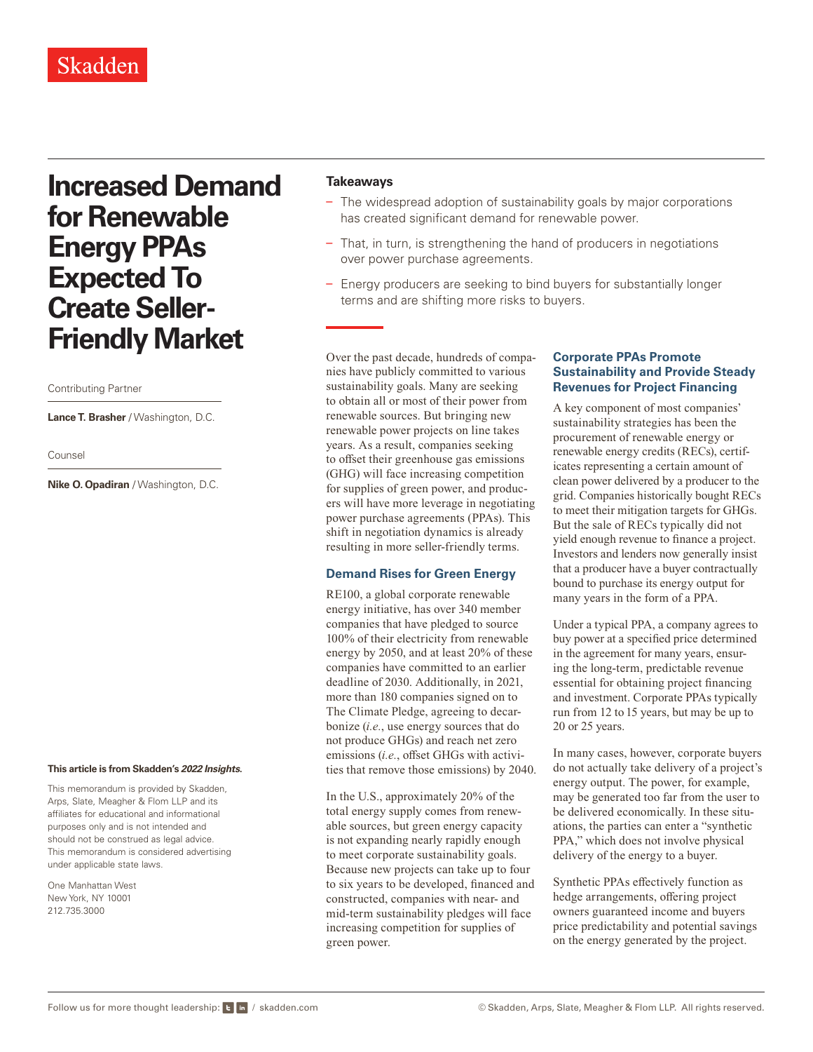# Increased Demand for Renewable Energy PPAs Expected To Create Seller-Friendly Market

Contributing Partner

**Lance T. Brasher** / Washington, D.C.

Counsel

**Nike O. Opadiran** / Washington, D.C.

**This article is from Skadden's *2022 Insights*.**

This memorandum is provided by Skadden, Arps, Slate, Meagher & Flom LLP and its affiliates for educational and informational purposes only and is not intended and should not be construed as legal advice. This memorandum is considered advertising under applicable state laws.

One Manhattan West
New York, NY 10001
212.735.3000

**Takeaways**

- The widespread adoption of sustainability goals by major corporations has created significant demand for renewable power.
- That, in turn, is strengthening the hand of producers in negotiations over power purchase agreements.
- Energy producers are seeking to bind buyers for substantially longer terms and are shifting more risks to buyers.

Over the past decade, hundreds of companies have publicly committed to various sustainability goals. Many are seeking to obtain all or most of their power from renewable sources. But bringing new renewable power projects on line takes years. As a result, companies seeking to offset their greenhouse gas emissions (GHG) will face increasing competition for supplies of green power, and producers will have more leverage in negotiating power purchase agreements (PPAs). This shift in negotiation dynamics is already resulting in more seller-friendly terms.

## Demand Rises for Green Energy

RE100, a global corporate renewable energy initiative, has over 340 member companies that have pledged to source 100% of their electricity from renewable energy by 2050, and at least 20% of these companies have committed to an earlier deadline of 2030. Additionally, in 2021, more than 180 companies signed on to The Climate Pledge, agreeing to decarbonize (*i.e.*, use energy sources that do not produce GHGs) and reach net zero emissions (*i.e.*, offset GHGs with activities that remove those emissions) by 2040.

In the U.S., approximately 20% of the total energy supply comes from renewable sources, but green energy capacity is not expanding nearly rapidly enough to meet corporate sustainability goals. Because new projects can take up to four to six years to be developed, financed and constructed, companies with near- and mid-term sustainability pledges will face increasing competition for supplies of green power.

## Corporate PPAs Promote Sustainability and Provide Steady Revenues for Project Financing

A key component of most companies' sustainability strategies has been the procurement of renewable energy or renewable energy credits (RECs), certificates representing a certain amount of clean power delivered by a producer to the grid. Companies historically bought RECs to meet their mitigation targets for GHGs. But the sale of RECs typically did not yield enough revenue to finance a project. Investors and lenders now generally insist that a producer have a buyer contractually bound to purchase its energy output for many years in the form of a PPA.

Under a typical PPA, a company agrees to buy power at a specified price determined in the agreement for many years, ensuring the long-term, predictable revenue essential for obtaining project financing and investment. Corporate PPAs typically run from 12 to 15 years, but may be up to 20 or 25 years.

In many cases, however, corporate buyers do not actually take delivery of a project's energy output. The power, for example, may be generated too far from the user to be delivered economically. In these situations, the parties can enter a "synthetic PPA," which does not involve physical delivery of the energy to a buyer.

Synthetic PPAs effectively function as hedge arrangements, offering project owners guaranteed income and buyers price predictability and potential savings on the energy generated by the project.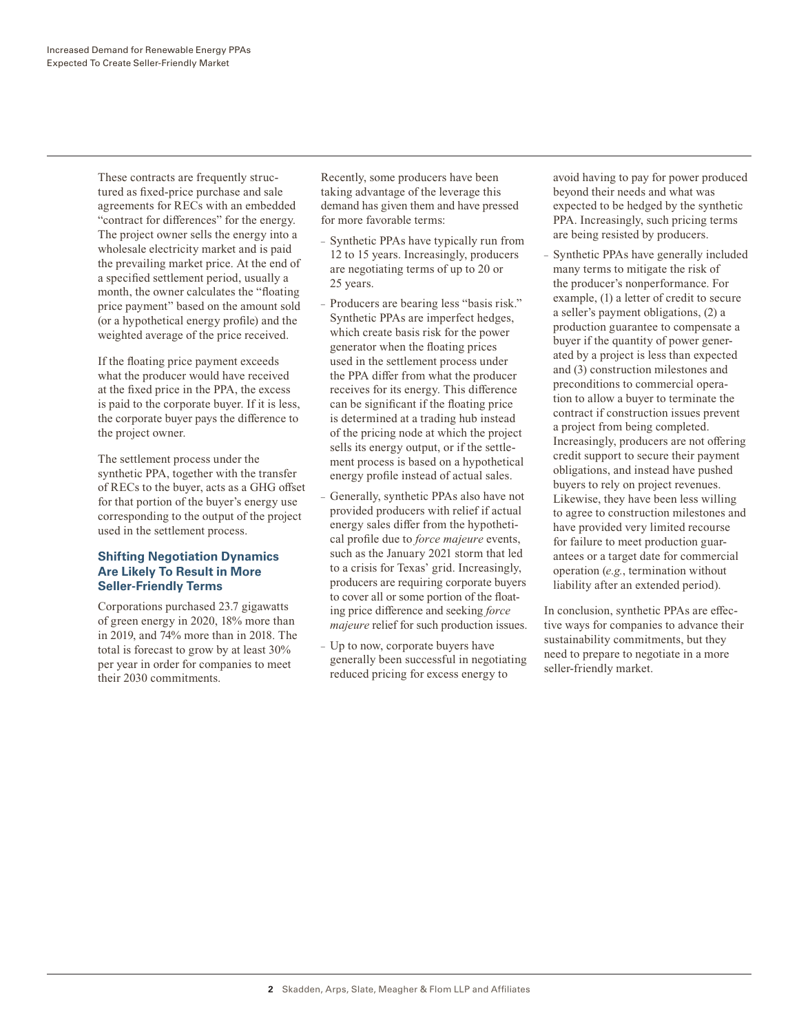These contracts are frequently structured as fixed-price purchase and sale agreements for RECs with an embedded "contract for differences" for the energy. The project owner sells the energy into a wholesale electricity market and is paid the prevailing market price. At the end of a specified settlement period, usually a month, the owner calculates the "floating price payment" based on the amount sold (or a hypothetical energy profile) and the weighted average of the price received.

If the floating price payment exceeds what the producer would have received at the fixed price in the PPA, the excess is paid to the corporate buyer. If it is less, the corporate buyer pays the difference to the project owner.

The settlement process under the synthetic PPA, together with the transfer of RECs to the buyer, acts as a GHG offset for that portion of the buyer's energy use corresponding to the output of the project used in the settlement process.

### Shifting Negotiation Dynamics Are Likely To Result in More Seller-Friendly Terms

Corporations purchased 23.7 gigawatts of green energy in 2020, 18% more than in 2019, and 74% more than in 2018. The total is forecast to grow by at least 30% per year in order for companies to meet their 2030 commitments.

Recently, some producers have been taking advantage of the leverage this demand has given them and have pressed for more favorable terms:

- Synthetic PPAs have typically run from 12 to 15 years. Increasingly, producers are negotiating terms of up to 20 or 25 years.
- Producers are bearing less "basis risk." Synthetic PPAs are imperfect hedges, which create basis risk for the power generator when the floating prices used in the settlement process under the PPA differ from what the producer receives for its energy. This difference can be significant if the floating price is determined at a trading hub instead of the pricing node at which the project sells its energy output, or if the settlement process is based on a hypothetical energy profile instead of actual sales.
- Generally, synthetic PPAs also have not provided producers with relief if actual energy sales differ from the hypothetical profile due to *force majeure* events, such as the January 2021 storm that led to a crisis for Texas' grid. Increasingly, producers are requiring corporate buyers to cover all or some portion of the floating price difference and seeking *force majeure* relief for such production issues.
- Up to now, corporate buyers have generally been successful in negotiating reduced pricing for excess energy to avoid having to pay for power produced beyond their needs and what was expected to be hedged by the synthetic PPA. Increasingly, such pricing terms are being resisted by producers.
- Synthetic PPAs have generally included many terms to mitigate the risk of the producer's nonperformance. For example, (1) a letter of credit to secure a seller's payment obligations, (2) a production guarantee to compensate a buyer if the quantity of power generated by a project is less than expected and (3) construction milestones and preconditions to commercial operation to allow a buyer to terminate the contract if construction issues prevent a project from being completed. Increasingly, producers are not offering credit support to secure their payment obligations, and instead have pushed buyers to rely on project revenues. Likewise, they have been less willing to agree to construction milestones and have provided very limited recourse for failure to meet production guarantees or a target date for commercial operation (*e.g.*, termination without liability after an extended period).

In conclusion, synthetic PPAs are effective ways for companies to advance their sustainability commitments, but they need to prepare to negotiate in a more seller-friendly market.